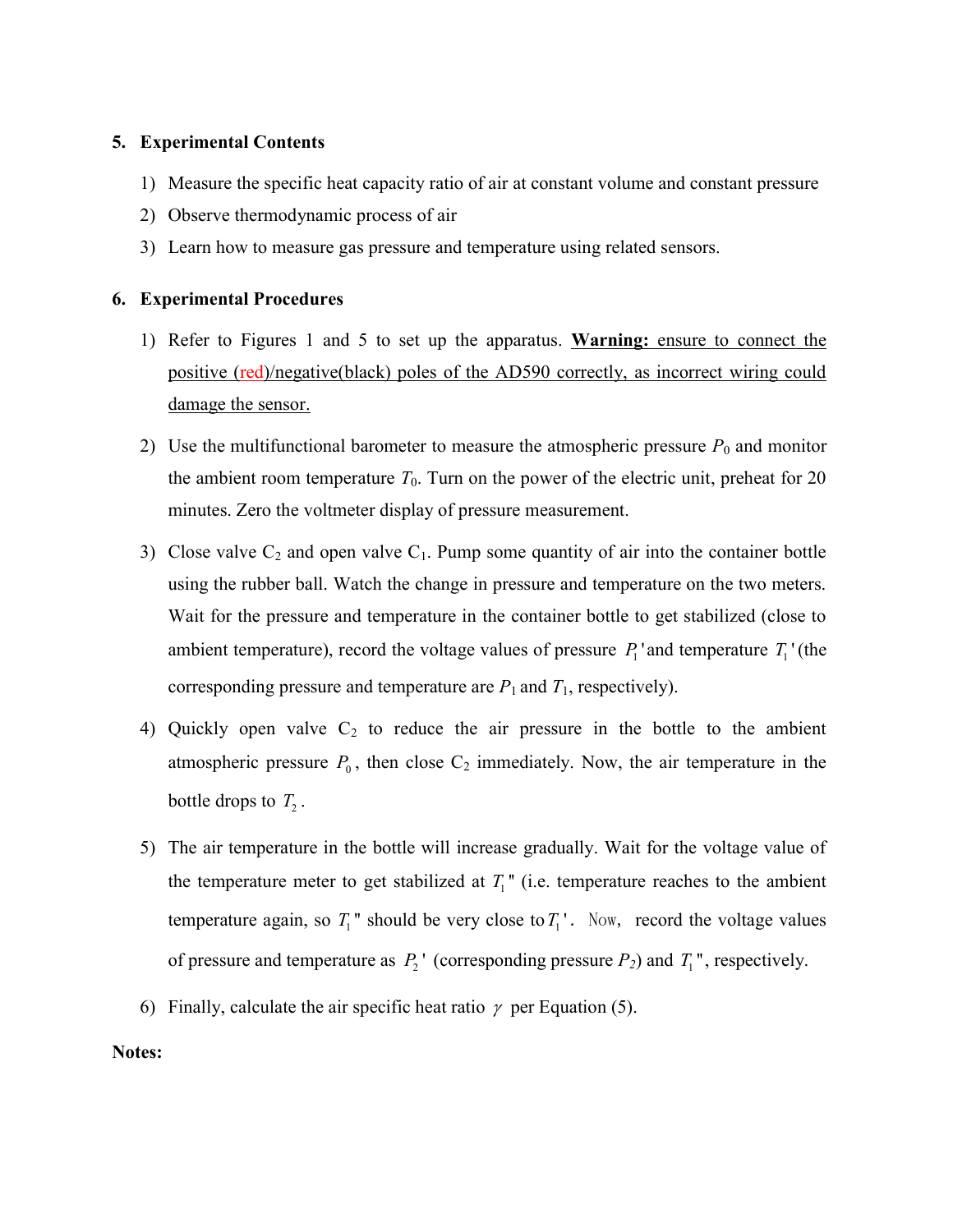## 5. Experimental Contents

1) Measure the specific heat capacity ratio of air at constant volume and constant pressure
2) Observe thermodynamic process of air
3) Learn how to measure gas pressure and temperature using related sensors.

## 6. Experimental Procedures

1) Refer to Figures 1 and 5 to set up the apparatus. **Warning:** ensure to connect the positive (red)/negative(black) poles of the AD590 correctly, as incorrect wiring could damage the sensor.

2) Use the multifunctional barometer to measure the atmospheric pressure $P_0$ and monitor the ambient room temperature $T_0$. Turn on the power of the electric unit, preheat for 20 minutes. Zero the voltmeter display of pressure measurement.

3) Close valve $C_2$ and open valve $C_1$. Pump some quantity of air into the container bottle using the rubber ball. Watch the change in pressure and temperature on the two meters. Wait for the pressure and temperature in the container bottle to get stabilized (close to ambient temperature), record the voltage values of pressure $P_1'$ and temperature $T_1'$ (the corresponding pressure and temperature are $P_1$ and $T_1$, respectively).

4) Quickly open valve $C_2$ to reduce the air pressure in the bottle to the ambient atmospheric pressure $P_0$, then close $C_2$ immediately. Now, the air temperature in the bottle drops to $T_2$.

5) The air temperature in the bottle will increase gradually. Wait for the voltage value of the temperature meter to get stabilized at $T_1''$ (i.e. temperature reaches to the ambient temperature again, so $T_1''$ should be very close to $T_1'$. Now, record the voltage values of pressure and temperature as $P_2'$ (corresponding pressure $P_2$) and $T_1''$, respectively.

6) Finally, calculate the air specific heat ratio $\gamma$ per Equation (5).

**Notes:**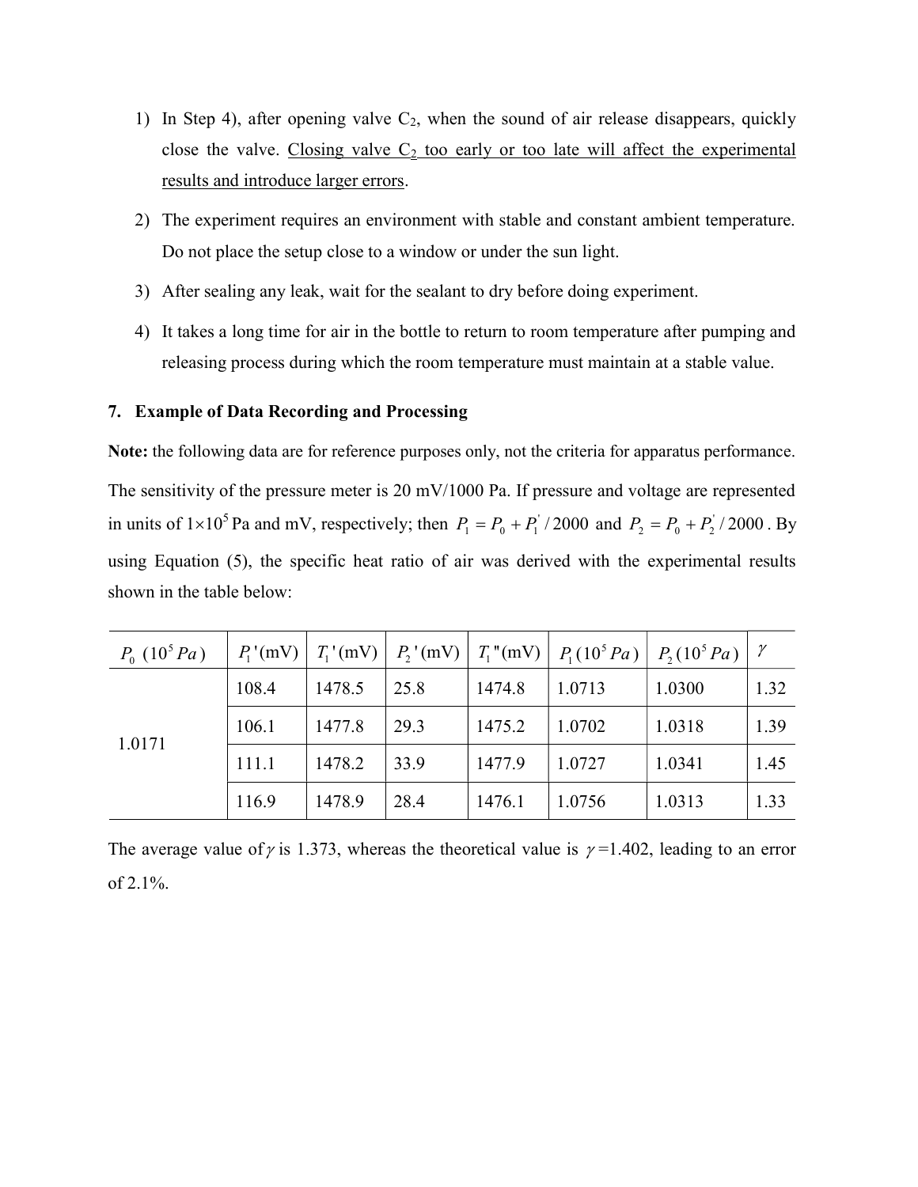1) In Step 4), after opening valve $C_2$, when the sound of air release disappears, quickly close the valve. Closing valve $C_2$ too early or too late will affect the experimental results and introduce larger errors.

2) The experiment requires an environment with stable and constant ambient temperature. Do not place the setup close to a window or under the sun light.

3) After sealing any leak, wait for the sealant to dry before doing experiment.

4) It takes a long time for air in the bottle to return to room temperature after pumping and releasing process during which the room temperature must maintain at a stable value.

### 7. Example of Data Recording and Processing

**Note:** the following data are for reference purposes only, not the criteria for apparatus performance.

The sensitivity of the pressure meter is 20 mV/1000 Pa. If pressure and voltage are represented in units of $1\times10^5$ Pa and mV, respectively; then $P_1 = P_0 + P_1^{'}/2000$ and $P_2 = P_0 + P_2^{'}/2000$. By using Equation (5), the specific heat ratio of air was derived with the experimental results shown in the table below:

| $P_0$ ($10^5 Pa$) | $P_1$'(mV) | $T_1$'(mV) | $P_2$'(mV) | $T_1$"(mV) | $P_1$($10^5 Pa$) | $P_2$($10^5 Pa$) | $\gamma$ |
|---|---|---|---|---|---|---|---|
| 1.0171 | 108.4 | 1478.5 | 25.8 | 1474.8 | 1.0713 | 1.0300 | 1.32 |
| | 106.1 | 1477.8 | 29.3 | 1475.2 | 1.0702 | 1.0318 | 1.39 |
| | 111.1 | 1478.2 | 33.9 | 1477.9 | 1.0727 | 1.0341 | 1.45 |
| | 116.9 | 1478.9 | 28.4 | 1476.1 | 1.0756 | 1.0313 | 1.33 |

The average value of $\gamma$ is 1.373, whereas the theoretical value is $\gamma$=1.402, leading to an error of 2.1%.